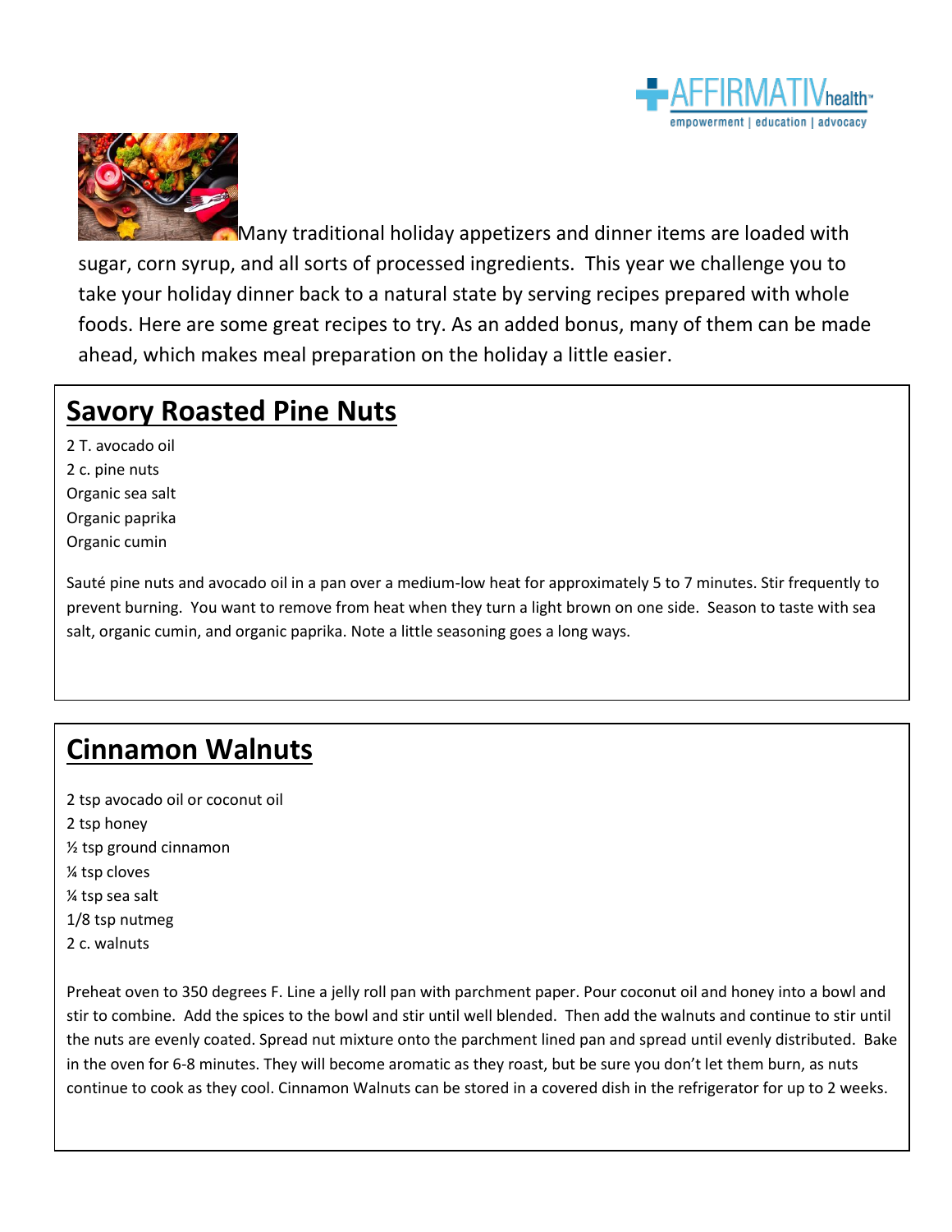Many traditional holiday appetizers and dinner items are loaded with sugar, corn syrup, and all sorts of processed ingredients. This year we challenge you to take your holiday dinner back to a natural state by serving recipes prepared with whole foods. Here are some great recipes to try. As an added bonus, many of them can be made ahead, which makes meal preparation on the holiday a little easier.

## Savory Roasted Pine Nuts

2 T. avocado oil
2 c. pine nuts
Organic sea salt
Organic paprika
Organic cumin

Sauté pine nuts and avocado oil in a pan over a medium-low heat for approximately 5 to 7 minutes. Stir frequently to prevent burning. You want to remove from heat when they turn a light brown on one side. Season to taste with sea salt, organic cumin, and organic paprika. Note a little seasoning goes a long ways.

## Cinnamon Walnuts

2 tsp avocado oil or coconut oil
2 tsp honey
½ tsp ground cinnamon
¼ tsp cloves
¼ tsp sea salt
1/8 tsp nutmeg
2 c. walnuts

Preheat oven to 350 degrees F. Line a jelly roll pan with parchment paper. Pour coconut oil and honey into a bowl and stir to combine. Add the spices to the bowl and stir until well blended. Then add the walnuts and continue to stir until the nuts are evenly coated. Spread nut mixture onto the parchment lined pan and spread until evenly distributed. Bake in the oven for 6-8 minutes. They will become aromatic as they roast, but be sure you don't let them burn, as nuts continue to cook as they cool. Cinnamon Walnuts can be stored in a covered dish in the refrigerator for up to 2 weeks.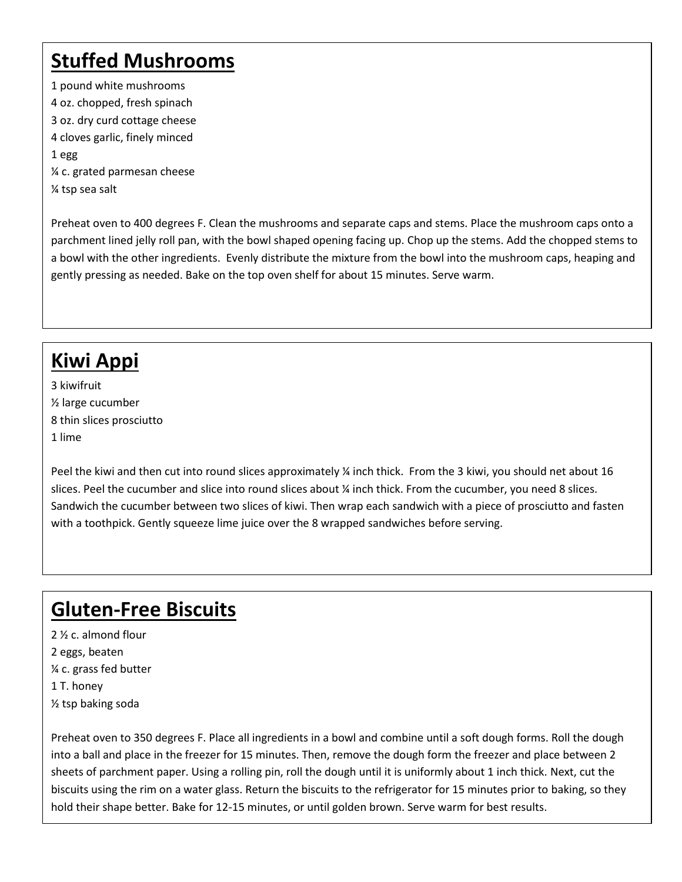## Stuffed Mushrooms

1 pound white mushrooms
4 oz. chopped, fresh spinach
3 oz. dry curd cottage cheese
4 cloves garlic, finely minced
1 egg
¼ c. grated parmesan cheese
¼ tsp sea salt

Preheat oven to 400 degrees F. Clean the mushrooms and separate caps and stems. Place the mushroom caps onto a parchment lined jelly roll pan, with the bowl shaped opening facing up. Chop up the stems. Add the chopped stems to a bowl with the other ingredients. Evenly distribute the mixture from the bowl into the mushroom caps, heaping and gently pressing as needed. Bake on the top oven shelf for about 15 minutes. Serve warm.

## Kiwi Appi

3 kiwifruit
½ large cucumber
8 thin slices prosciutto
1 lime

Peel the kiwi and then cut into round slices approximately ¼ inch thick. From the 3 kiwi, you should net about 16 slices. Peel the cucumber and slice into round slices about ¼ inch thick. From the cucumber, you need 8 slices. Sandwich the cucumber between two slices of kiwi. Then wrap each sandwich with a piece of prosciutto and fasten with a toothpick. Gently squeeze lime juice over the 8 wrapped sandwiches before serving.

## Gluten-Free Biscuits

2 ½ c. almond flour
2 eggs, beaten
¼ c. grass fed butter
1 T. honey
½ tsp baking soda

Preheat oven to 350 degrees F. Place all ingredients in a bowl and combine until a soft dough forms. Roll the dough into a ball and place in the freezer for 15 minutes. Then, remove the dough form the freezer and place between 2 sheets of parchment paper. Using a rolling pin, roll the dough until it is uniformly about 1 inch thick. Next, cut the biscuits using the rim on a water glass. Return the biscuits to the refrigerator for 15 minutes prior to baking, so they hold their shape better. Bake for 12-15 minutes, or until golden brown. Serve warm for best results.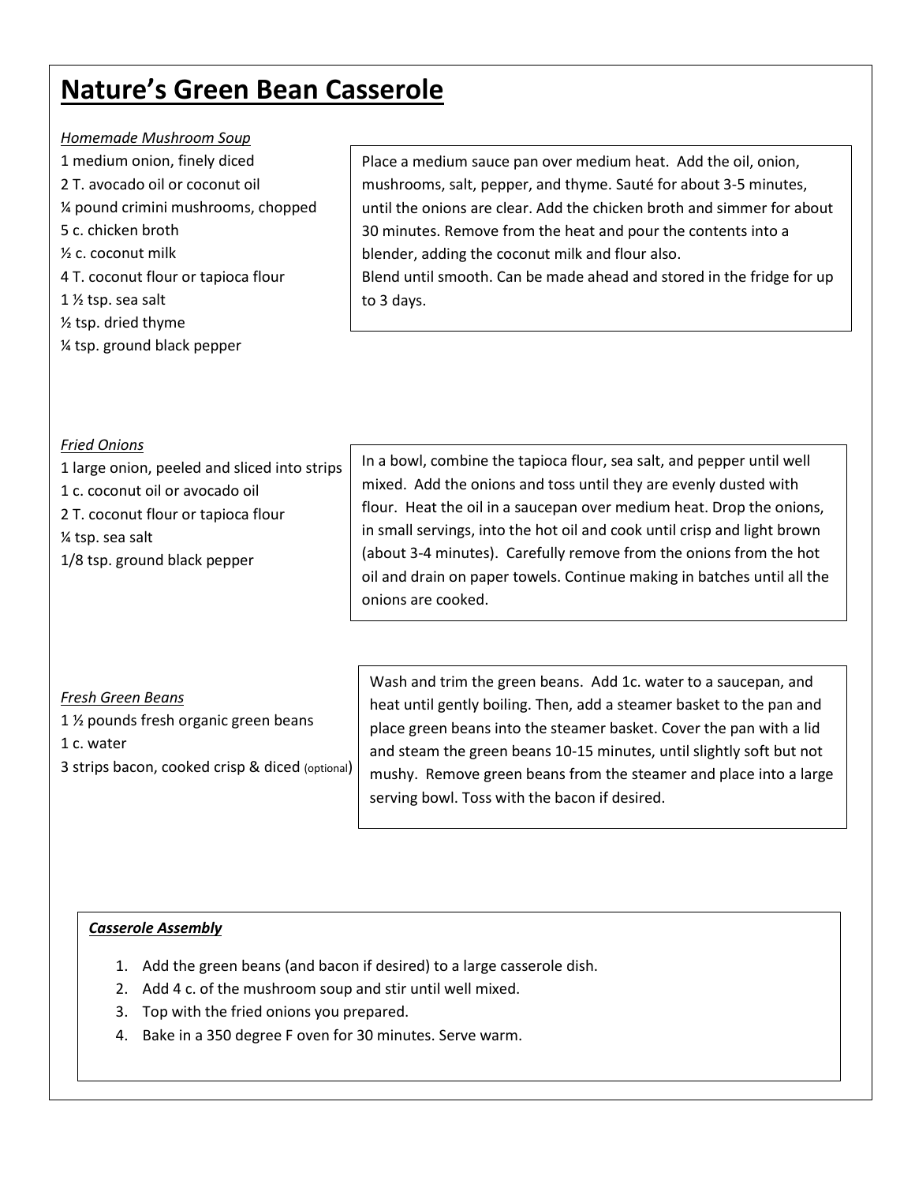# Nature's Green Bean Casserole

*Homemade Mushroom Soup*

1 medium onion, finely diced
2 T. avocado oil or coconut oil
¼ pound crimini mushrooms, chopped
5 c. chicken broth
½ c. coconut milk
4 T. coconut flour or tapioca flour
1 ½ tsp. sea salt
½ tsp. dried thyme
¼ tsp. ground black pepper

Place a medium sauce pan over medium heat. Add the oil, onion, mushrooms, salt, pepper, and thyme. Sauté for about 3-5 minutes, until the onions are clear. Add the chicken broth and simmer for about 30 minutes. Remove from the heat and pour the contents into a blender, adding the coconut milk and flour also.
Blend until smooth. Can be made ahead and stored in the fridge for up to 3 days.

*Fried Onions*

1 large onion, peeled and sliced into strips
1 c. coconut oil or avocado oil
2 T. coconut flour or tapioca flour
¼ tsp. sea salt
1/8 tsp. ground black pepper

In a bowl, combine the tapioca flour, sea salt, and pepper until well mixed. Add the onions and toss until they are evenly dusted with flour. Heat the oil in a saucepan over medium heat. Drop the onions, in small servings, into the hot oil and cook until crisp and light brown (about 3-4 minutes). Carefully remove from the onions from the hot oil and drain on paper towels. Continue making in batches until all the onions are cooked.

*Fresh Green Beans*

1 ½ pounds fresh organic green beans
1 c. water
3 strips bacon, cooked crisp & diced (optional)

Wash and trim the green beans. Add 1c. water to a saucepan, and heat until gently boiling. Then, add a steamer basket to the pan and place green beans into the steamer basket. Cover the pan with a lid and steam the green beans 10-15 minutes, until slightly soft but not mushy. Remove green beans from the steamer and place into a large serving bowl. Toss with the bacon if desired.

***Casserole Assembly***

1. Add the green beans (and bacon if desired) to a large casserole dish.
2. Add 4 c. of the mushroom soup and stir until well mixed.
3. Top with the fried onions you prepared.
4. Bake in a 350 degree F oven for 30 minutes. Serve warm.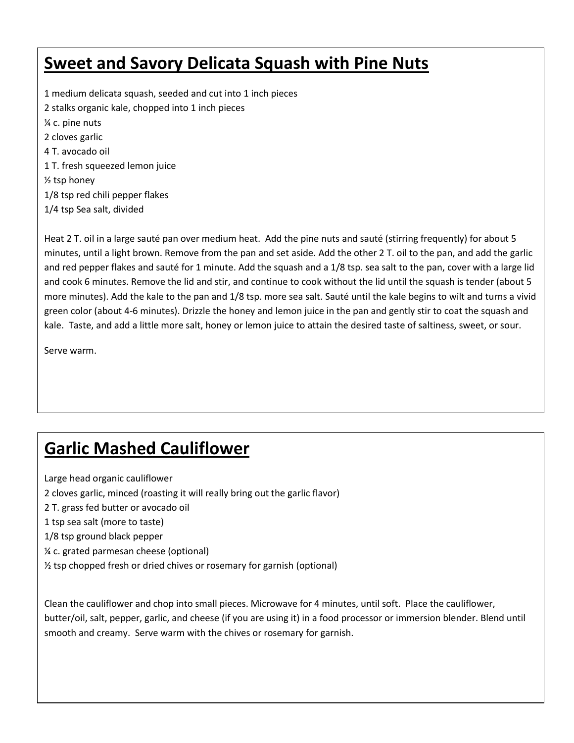## Sweet and Savory Delicata Squash with Pine Nuts

1 medium delicata squash, seeded and cut into 1 inch pieces
2 stalks organic kale, chopped into 1 inch pieces
¼ c. pine nuts
2 cloves garlic
4 T. avocado oil
1 T. fresh squeezed lemon juice
½ tsp honey
1/8 tsp red chili pepper flakes
1/4 tsp Sea salt, divided

Heat 2 T. oil in a large sauté pan over medium heat. Add the pine nuts and sauté (stirring frequently) for about 5 minutes, until a light brown. Remove from the pan and set aside. Add the other 2 T. oil to the pan, and add the garlic and red pepper flakes and sauté for 1 minute. Add the squash and a 1/8 tsp. sea salt to the pan, cover with a large lid and cook 6 minutes. Remove the lid and stir, and continue to cook without the lid until the squash is tender (about 5 more minutes). Add the kale to the pan and 1/8 tsp. more sea salt. Sauté until the kale begins to wilt and turns a vivid green color (about 4-6 minutes). Drizzle the honey and lemon juice in the pan and gently stir to coat the squash and kale. Taste, and add a little more salt, honey or lemon juice to attain the desired taste of saltiness, sweet, or sour.

Serve warm.

## Garlic Mashed Cauliflower

Large head organic cauliflower
2 cloves garlic, minced (roasting it will really bring out the garlic flavor)
2 T. grass fed butter or avocado oil
1 tsp sea salt (more to taste)
1/8 tsp ground black pepper
¼ c. grated parmesan cheese (optional)
½ tsp chopped fresh or dried chives or rosemary for garnish (optional)

Clean the cauliflower and chop into small pieces. Microwave for 4 minutes, until soft. Place the cauliflower, butter/oil, salt, pepper, garlic, and cheese (if you are using it) in a food processor or immersion blender. Blend until smooth and creamy. Serve warm with the chives or rosemary for garnish.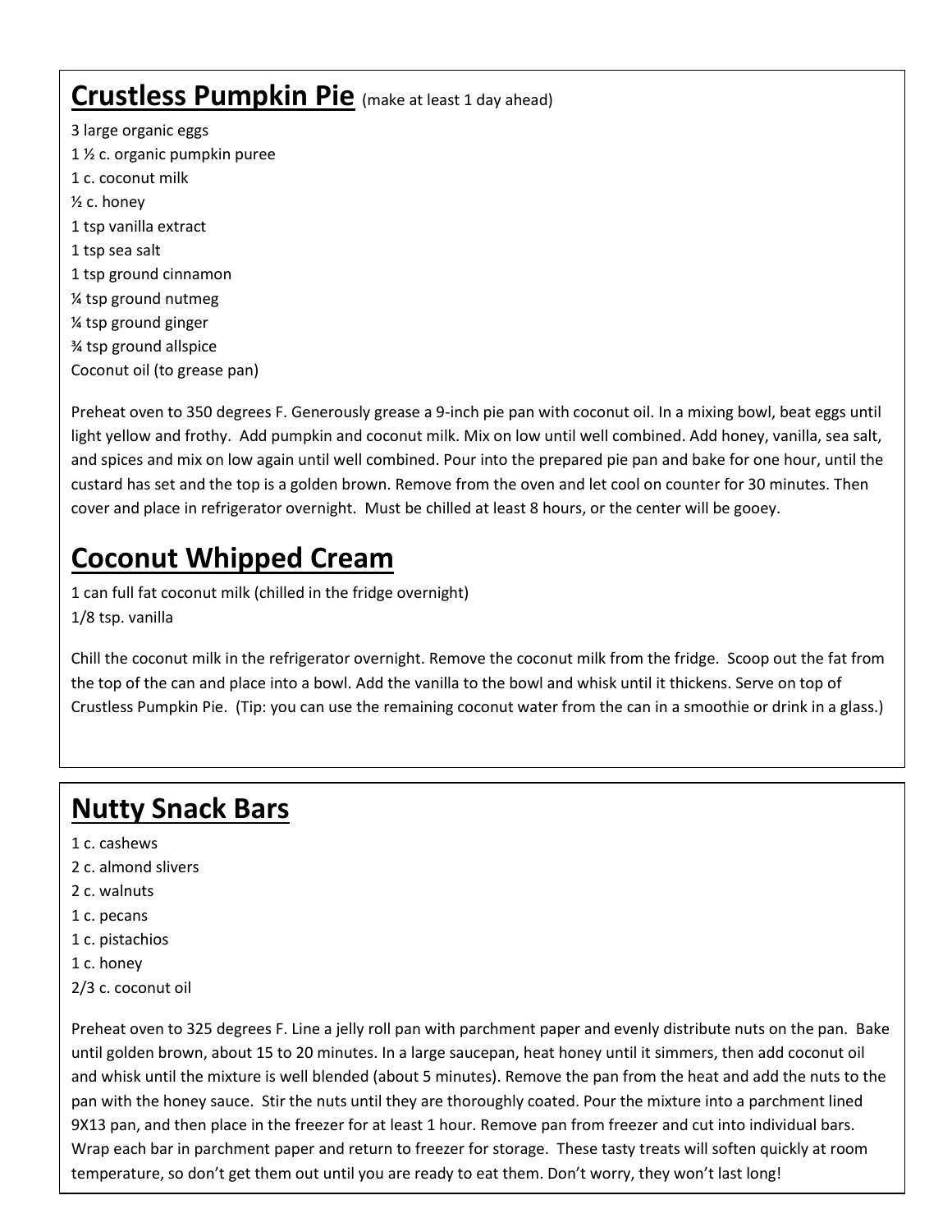## Crustless Pumpkin Pie (make at least 1 day ahead)

3 large organic eggs
1 ½ c. organic pumpkin puree
1 c. coconut milk
½ c. honey
1 tsp vanilla extract
1 tsp sea salt
1 tsp ground cinnamon
¼ tsp ground nutmeg
¼ tsp ground ginger
¾ tsp ground allspice
Coconut oil (to grease pan)

Preheat oven to 350 degrees F. Generously grease a 9-inch pie pan with coconut oil. In a mixing bowl, beat eggs until light yellow and frothy. Add pumpkin and coconut milk. Mix on low until well combined. Add honey, vanilla, sea salt, and spices and mix on low again until well combined. Pour into the prepared pie pan and bake for one hour, until the custard has set and the top is a golden brown. Remove from the oven and let cool on counter for 30 minutes. Then cover and place in refrigerator overnight. Must be chilled at least 8 hours, or the center will be gooey.

## Coconut Whipped Cream

1 can full fat coconut milk (chilled in the fridge overnight)
1/8 tsp. vanilla

Chill the coconut milk in the refrigerator overnight. Remove the coconut milk from the fridge. Scoop out the fat from the top of the can and place into a bowl. Add the vanilla to the bowl and whisk until it thickens. Serve on top of Crustless Pumpkin Pie. (Tip: you can use the remaining coconut water from the can in a smoothie or drink in a glass.)

## Nutty Snack Bars

1 c. cashews
2 c. almond slivers
2 c. walnuts
1 c. pecans
1 c. pistachios
1 c. honey
2/3 c. coconut oil

Preheat oven to 325 degrees F. Line a jelly roll pan with parchment paper and evenly distribute nuts on the pan. Bake until golden brown, about 15 to 20 minutes. In a large saucepan, heat honey until it simmers, then add coconut oil and whisk until the mixture is well blended (about 5 minutes). Remove the pan from the heat and add the nuts to the pan with the honey sauce. Stir the nuts until they are thoroughly coated. Pour the mixture into a parchment lined 9X13 pan, and then place in the freezer for at least 1 hour. Remove pan from freezer and cut into individual bars. Wrap each bar in parchment paper and return to freezer for storage. These tasty treats will soften quickly at room temperature, so don't get them out until you are ready to eat them. Don't worry, they won't last long!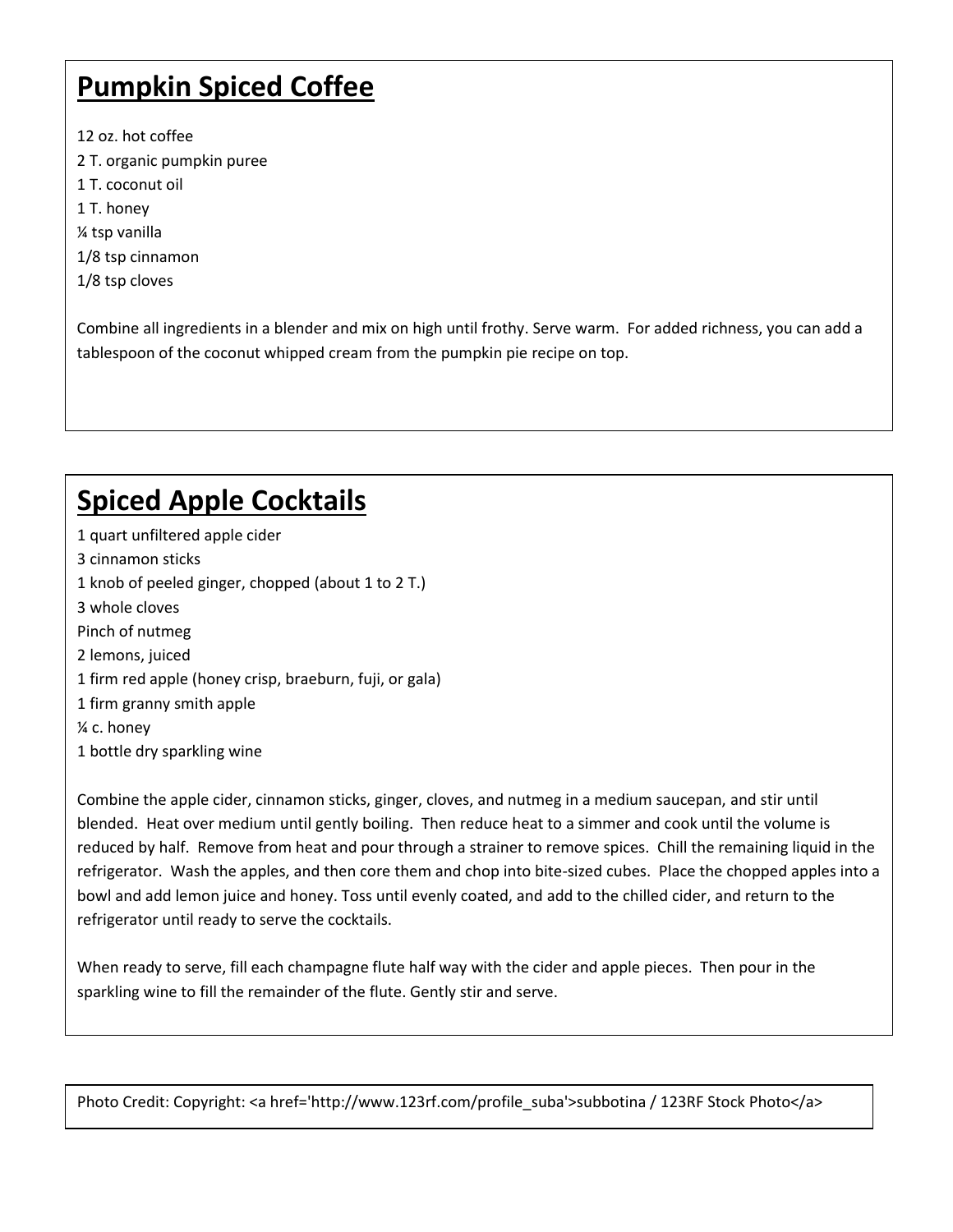# Pumpkin Spiced Coffee

12 oz. hot coffee
2 T. organic pumpkin puree
1 T. coconut oil
1 T. honey
¼ tsp vanilla
1/8 tsp cinnamon
1/8 tsp cloves

Combine all ingredients in a blender and mix on high until frothy. Serve warm. For added richness, you can add a tablespoon of the coconut whipped cream from the pumpkin pie recipe on top.

# Spiced Apple Cocktails

1 quart unfiltered apple cider
3 cinnamon sticks
1 knob of peeled ginger, chopped (about 1 to 2 T.)
3 whole cloves
Pinch of nutmeg
2 lemons, juiced
1 firm red apple (honey crisp, braeburn, fuji, or gala)
1 firm granny smith apple
¼ c. honey
1 bottle dry sparkling wine

Combine the apple cider, cinnamon sticks, ginger, cloves, and nutmeg in a medium saucepan, and stir until blended. Heat over medium until gently boiling. Then reduce heat to a simmer and cook until the volume is reduced by half. Remove from heat and pour through a strainer to remove spices. Chill the remaining liquid in the refrigerator. Wash the apples, and then core them and chop into bite-sized cubes. Place the chopped apples into a bowl and add lemon juice and honey. Toss until evenly coated, and add to the chilled cider, and return to the refrigerator until ready to serve the cocktails.

When ready to serve, fill each champagne flute half way with the cider and apple pieces. Then pour in the sparkling wine to fill the remainder of the flute. Gently stir and serve.

Photo Credit: Copyright: <a href='http://www.123rf.com/profile_suba'>subbotina / 123RF Stock Photo</a>